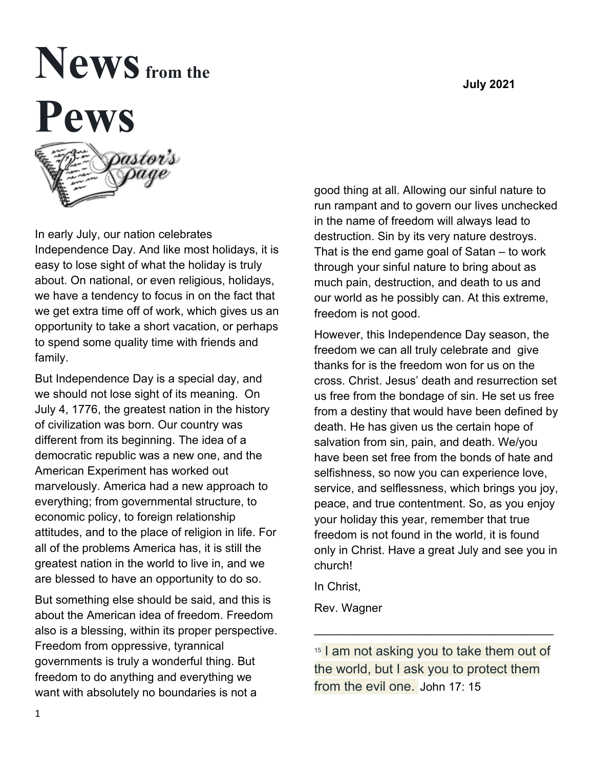# News from the Pews

July 2021

Pastor's Page

In early July, our nation celebrates Independence Day. And like most holidays, it is easy to lose sight of what the holiday is truly about. On national, or even religious, holidays, we have a tendency to focus in on the fact that we get extra time off of work, which gives us an opportunity to take a short vacation, or perhaps to spend some quality time with friends and family.

But Independence Day is a special day, and we should not lose sight of its meaning. On July 4, 1776, the greatest nation in the history of civilization was born. Our country was different from its beginning. The idea of a democratic republic was a new one, and the American Experiment has worked out marvelously. America had a new approach to everything; from governmental structure, to economic policy, to foreign relationship attitudes, and to the place of religion in life. For all of the problems America has, it is still the greatest nation in the world to live in, and we are blessed to have an opportunity to do so.

But something else should be said, and this is about the American idea of freedom. Freedom also is a blessing, within its proper perspective. Freedom from oppressive, tyrannical governments is truly a wonderful thing. But freedom to do anything and everything we want with absolutely no boundaries is not a good thing at all. Allowing our sinful nature to run rampant and to govern our lives unchecked in the name of freedom will always lead to destruction. Sin by its very nature destroys. That is the end game goal of Satan – to work through your sinful nature to bring about as much pain, destruction, and death to us and our world as he possibly can. At this extreme, freedom is not good.

However, this Independence Day season, the freedom we can all truly celebrate and give thanks for is the freedom won for us on the cross. Christ. Jesus' death and resurrection set us free from the bondage of sin. He set us free from a destiny that would have been defined by death. He has given us the certain hope of salvation from sin, pain, and death. We/you have been set free from the bonds of hate and selfishness, so now you can experience love, service, and selflessness, which brings you joy, peace, and true contentment. So, as you enjoy your holiday this year, remember that true freedom is not found in the world, it is found only in Christ. Have a great July and see you in church!

In Christ,

Rev. Wagner

---

[15] I am not asking you to take them out of the world, but I ask you to protect them from the evil one. John 17: 15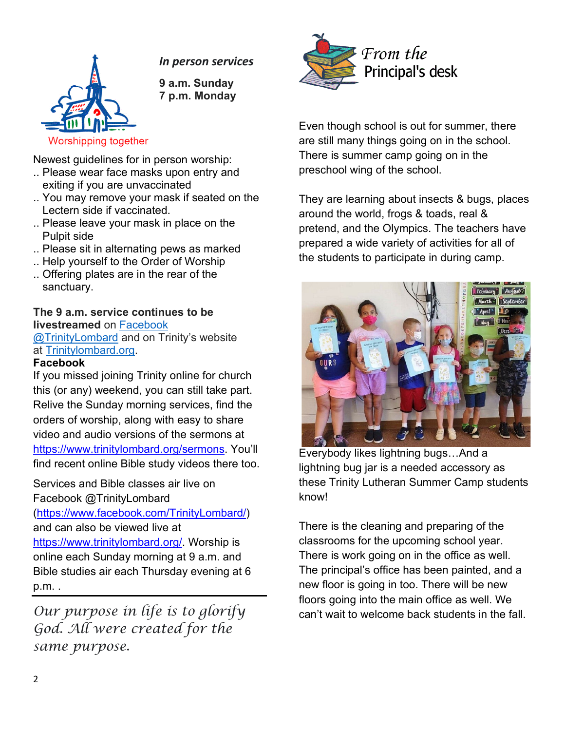Worshipping together

*In person services*

**9 a.m. Sunday**
**7 p.m. Monday**

Newest guidelines for in person worship:

- Please wear face masks upon entry and exiting if you are unvaccinated
- You may remove your mask if seated on the Lectern side if vaccinated.
- Please leave your mask in place on the Pulpit side
- Please sit in alternating pews as marked
- Help yourself to the Order of Worship
- Offering plates are in the rear of the sanctuary.

**The 9 a.m. service continues to be livestreamed** on Facebook @TrinityLombard and on Trinity's website at Trinitylombard.org.

**Facebook**

If you missed joining Trinity online for church this (or any) weekend, you can still take part. Relive the Sunday morning services, find the orders of worship, along with easy to share video and audio versions of the sermons at https://www.trinitylombard.org/sermons. You'll find recent online Bible study videos there too.

Services and Bible classes air live on Facebook @TrinityLombard (https://www.facebook.com/TrinityLombard/) and can also be viewed live at https://www.trinitylombard.org/. Worship is online each Sunday morning at 9 a.m. and Bible studies air each Thursday evening at 6 p.m. .

---

*Our purpose in life is to glorify God. All were created for the same purpose.*

## From the Principal's desk

Even though school is out for summer, there are still many things going on in the school. There is summer camp going on in the preschool wing of the school.

They are learning about insects & bugs, places around the world, frogs & toads, real & pretend, and the Olympics. The teachers have prepared a wide variety of activities for all of the students to participate in during camp.

Everybody likes lightning bugs…And a lightning bug jar is a needed accessory as these Trinity Lutheran Summer Camp students know!

There is the cleaning and preparing of the classrooms for the upcoming school year. There is work going on in the office as well. The principal's office has been painted, and a new floor is going in too. There will be new floors going into the main office as well. We can't wait to welcome back students in the fall.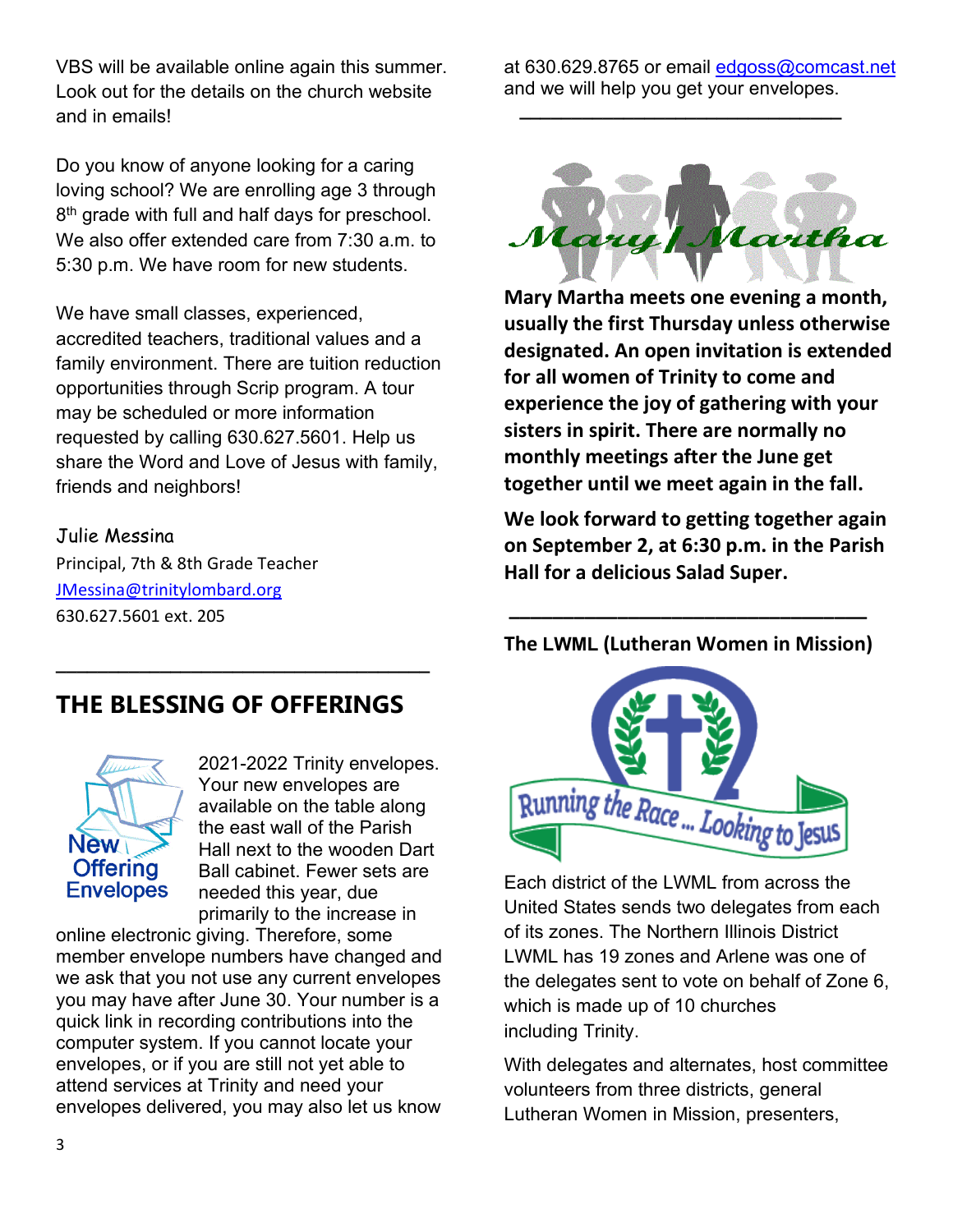VBS will be available online again this summer. Look out for the details on the church website and in emails!

Do you know of anyone looking for a caring loving school? We are enrolling age 3 through 8th grade with full and half days for preschool. We also offer extended care from 7:30 a.m. to 5:30 p.m. We have room for new students.

We have small classes, experienced, accredited teachers, traditional values and a family environment. There are tuition reduction opportunities through Scrip program. A tour may be scheduled or more information requested by calling 630.627.5601. Help us share the Word and Love of Jesus with family, friends and neighbors!

Julie Messina
Principal, 7th & 8th Grade Teacher
JMessina@trinitylombard.org
630.627.5601 ext. 205

---

## THE BLESSING OF OFFERINGS

New Offering Envelopes

2021-2022 Trinity envelopes. Your new envelopes are available on the table along the east wall of the Parish Hall next to the wooden Dart Ball cabinet. Fewer sets are needed this year, due primarily to the increase in online electronic giving. Therefore, some member envelope numbers have changed and we ask that you not use any current envelopes you may have after June 30. Your number is a quick link in recording contributions into the computer system. If you cannot locate your envelopes, or if you are still not yet able to attend services at Trinity and need your envelopes delivered, you may also let us know at 630.629.8765 or email edgoss@comcast.net and we will help you get your envelopes.

---

Mary/Martha

**Mary Martha meets one evening a month, usually the first Thursday unless otherwise designated. An open invitation is extended for all women of Trinity to come and experience the joy of gathering with your sisters in spirit. There are normally no monthly meetings after the June get together until we meet again in the fall.**

**We look forward to getting together again on September 2, at 6:30 p.m. in the Parish Hall for a delicious Salad Super.**

---

**The LWML (Lutheran Women in Mission)**

Running the Race... Looking to Jesus

Each district of the LWML from across the United States sends two delegates from each of its zones. The Northern Illinois District LWML has 19 zones and Arlene was one of the delegates sent to vote on behalf of Zone 6, which is made up of 10 churches including Trinity.

With delegates and alternates, host committee volunteers from three districts, general Lutheran Women in Mission, presenters,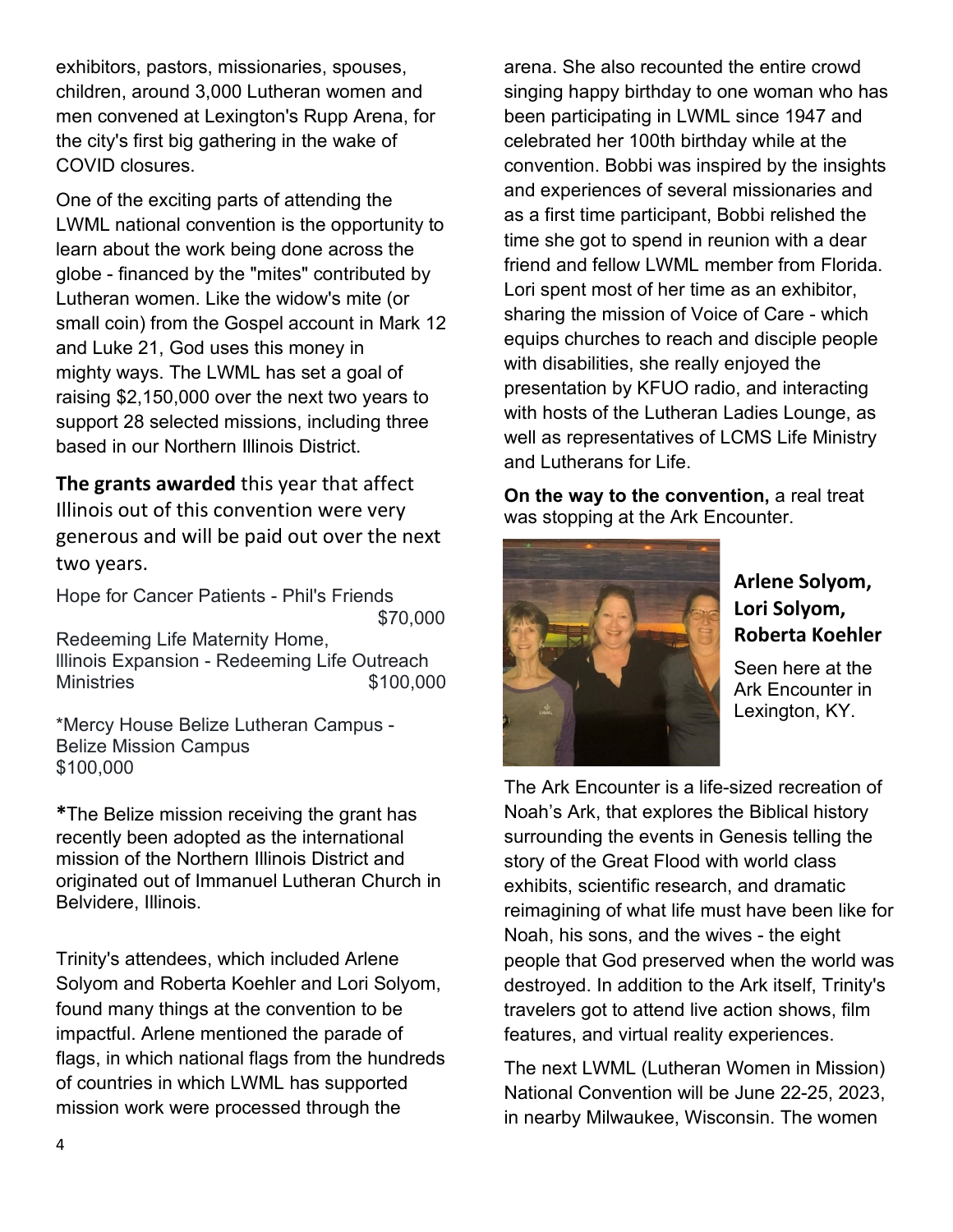exhibitors, pastors, missionaries, spouses, children, around 3,000 Lutheran women and men convened at Lexington's Rupp Arena, for the city's first big gathering in the wake of COVID closures.

One of the exciting parts of attending the LWML national convention is the opportunity to learn about the work being done across the globe - financed by the "mites" contributed by Lutheran women. Like the widow's mite (or small coin) from the Gospel account in Mark 12 and Luke 21, God uses this money in mighty ways. The LWML has set a goal of raising $2,150,000 over the next two years to support 28 selected missions, including three based in our Northern Illinois District.

**The grants awarded** this year that affect Illinois out of this convention were very generous and will be paid out over the next two years.

Hope for Cancer Patients - Phil's Friends $70,000

Redeeming Life Maternity Home, Illinois Expansion - Redeeming Life Outreach Ministries $100,000

*Mercy House Belize Lutheran Campus - Belize Mission Campus $100,000

***The Belize mission receiving the grant has recently been adopted as the international mission of the Northern Illinois District and originated out of Immanuel Lutheran Church in Belvidere, Illinois.

Trinity's attendees, which included Arlene Solyom and Roberta Koehler and Lori Solyom, found many things at the convention to be impactful. Arlene mentioned the parade of flags, in which national flags from the hundreds of countries in which LWML has supported mission work were processed through the arena. She also recounted the entire crowd singing happy birthday to one woman who has been participating in LWML since 1947 and celebrated her 100th birthday while at the convention. Bobbi was inspired by the insights and experiences of several missionaries and as a first time participant, Bobbi relished the time she got to spend in reunion with a dear friend and fellow LWML member from Florida. Lori spent most of her time as an exhibitor, sharing the mission of Voice of Care - which equips churches to reach and disciple people with disabilities, she really enjoyed the presentation by KFUO radio, and interacting with hosts of the Lutheran Ladies Lounge, as well as representatives of LCMS Life Ministry and Lutherans for Life.

**On the way to the convention,** a real treat was stopping at the Ark Encounter.

**Arlene Solyom, Lori Solyom, Roberta Koehler**

Seen here at the Ark Encounter in Lexington, KY.

The Ark Encounter is a life-sized recreation of Noah's Ark, that explores the Biblical history surrounding the events in Genesis telling the story of the Great Flood with world class exhibits, scientific research, and dramatic reimagining of what life must have been like for Noah, his sons, and the wives - the eight people that God preserved when the world was destroyed. In addition to the Ark itself, Trinity's travelers got to attend live action shows, film features, and virtual reality experiences.

The next LWML (Lutheran Women in Mission) National Convention will be June 22-25, 2023, in nearby Milwaukee, Wisconsin. The women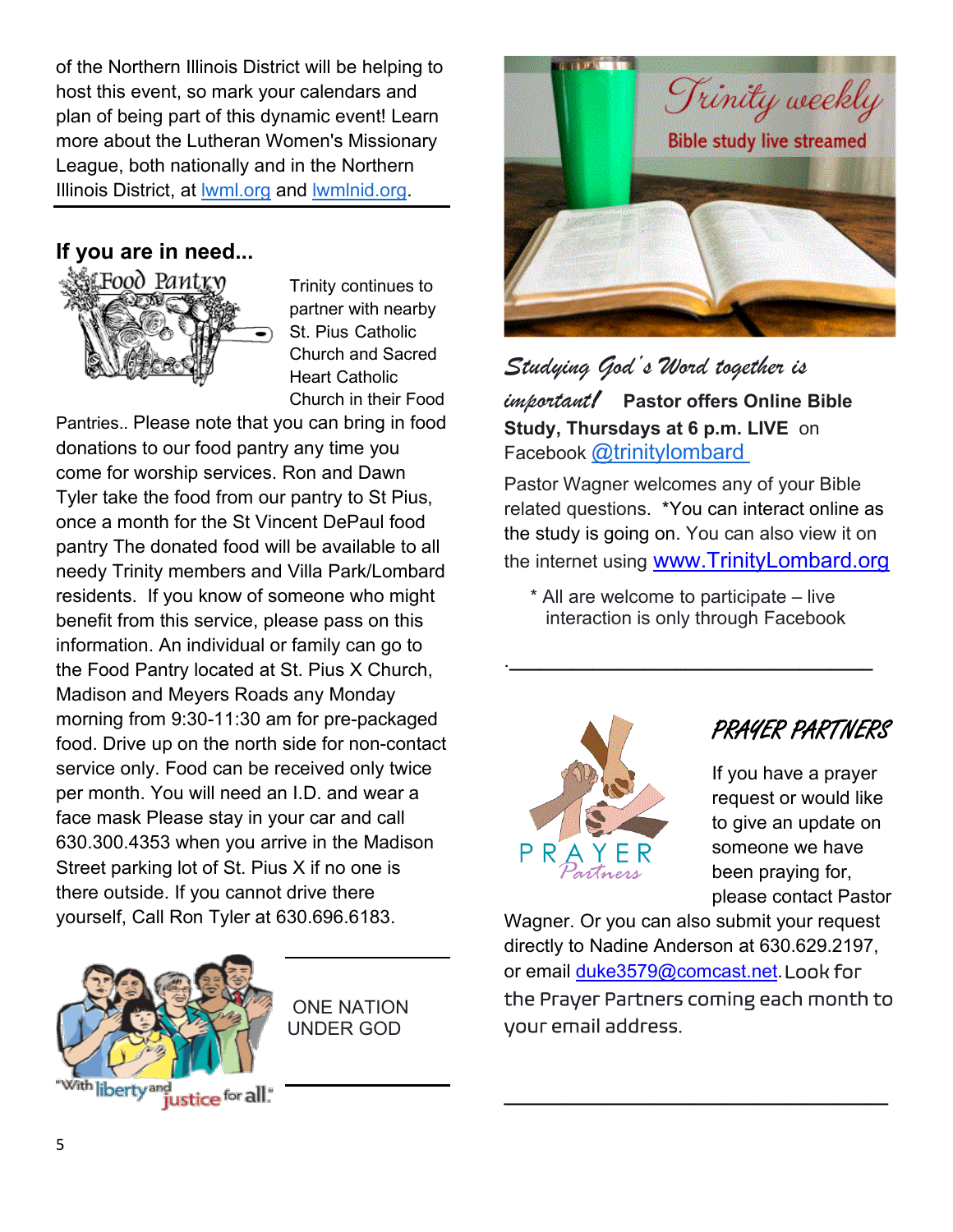of the Northern Illinois District will be helping to host this event, so mark your calendars and plan of being part of this dynamic event! Learn more about the Lutheran Women's Missionary League, both nationally and in the Northern Illinois District, at lwml.org and lwmlnid.org.

---

## If you are in need...

Food Pantry

Trinity continues to partner with nearby St. Pius Catholic Church and Sacred Heart Catholic Church in their Food Pantries.. Please note that you can bring in food donations to our food pantry any time you come for worship services. Ron and Dawn Tyler take the food from our pantry to St Pius, once a month for the St Vincent DePaul food pantry The donated food will be available to all needy Trinity members and Villa Park/Lombard residents. If you know of someone who might benefit from this service, please pass on this information. An individual or family can go to the Food Pantry located at St. Pius X Church, Madison and Meyers Roads any Monday morning from 9:30-11:30 am for pre-packaged food. Drive up on the north side for non-contact service only. Food can be received only twice per month. You will need an I.D. and wear a face mask Please stay in your car and call 630.300.4353 when you arrive in the Madison Street parking lot of St. Pius X if no one is there outside. If you cannot drive there yourself, Call Ron Tyler at 630.696.6183.

---

ONE NATION UNDER GOD

"With liberty and justice for all."

---

Trinity weekly

Bible study live streamed

*Studying God's Word together is important!* **Pastor offers Online Bible Study, Thursdays at 6 p.m. LIVE** on Facebook @trinitylombard

Pastor Wagner welcomes any of your Bible related questions. *You can interact online as the study is going on. You can also view it on the internet using www.TrinityLombard.org

* All are welcome to participate – live interaction is only through Facebook

---

## PRAYER PARTNERS

PRAYER Partners

If you have a prayer request or would like to give an update on someone we have been praying for, please contact Pastor Wagner. Or you can also submit your request directly to Nadine Anderson at 630.629.2197, or email duke3579@comcast.net. Look for the Prayer Partners coming each month to your email address.

---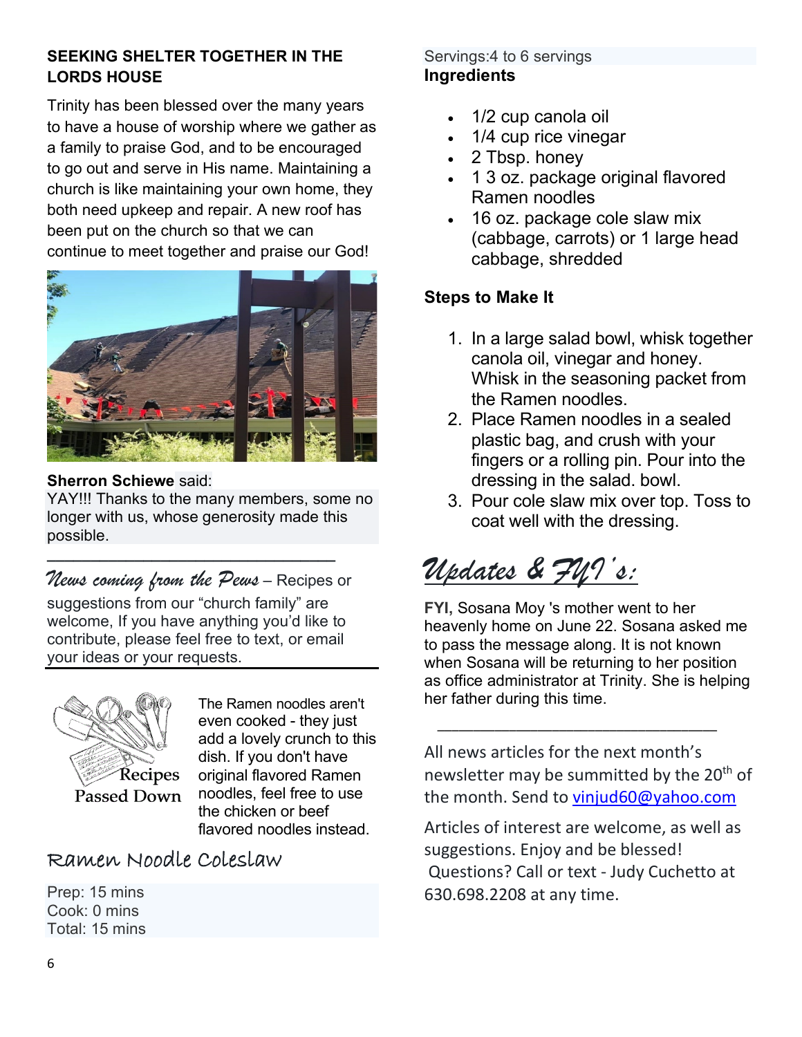**SEEKING SHELTER TOGETHER IN THE LORDS HOUSE**

Trinity has been blessed over the many years to have a house of worship where we gather as a family to praise God, and to be encouraged to go out and serve in His name. Maintaining a church is like maintaining your own home, they both need upkeep and repair. A new roof has been put on the church so that we can continue to meet together and praise our God!

**Sherron Schiewe** said:
YAY!!! Thanks to the many members, some no longer with us, whose generosity made this possible.

---

*News coming from the Pews* – Recipes or suggestions from our "church family" are welcome, If you have anything you'd like to contribute, please feel free to text, or email your ideas or your requests.

---

Recipes Passed Down

The Ramen noodles aren't even cooked - they just add a lovely crunch to this dish. If you don't have original flavored Ramen noodles, feel free to use the chicken or beef flavored noodles instead.

## Ramen Noodle Coleslaw

Prep: 15 mins
Cook: 0 mins
Total: 15 mins

Servings:4 to 6 servings

**Ingredients**

- 1/2 cup canola oil
- 1/4 cup rice vinegar
- 2 Tbsp. honey
- 1 3 oz. package original flavored Ramen noodles
- 16 oz. package cole slaw mix (cabbage, carrots) or 1 large head cabbage, shredded

**Steps to Make It**

1. In a large salad bowl, whisk together canola oil, vinegar and honey. Whisk in the seasoning packet from the Ramen noodles.
2. Place Ramen noodles in a sealed plastic bag, and crush with your fingers or a rolling pin. Pour into the dressing in the salad. bowl.
3. Pour cole slaw mix over top. Toss to coat well with the dressing.

## *Updates & FYI's:*

**FYI,** Sosana Moy 's mother went to her heavenly home on June 22. Sosana asked me to pass the message along. It is not known when Sosana will be returning to her position as office administrator at Trinity. She is helping her father during this time.

---

All news articles for the next month's newsletter may be summitted by the 20th of the month. Send to vinjud60@yahoo.com

Articles of interest are welcome, as well as suggestions. Enjoy and be blessed!
Questions? Call or text - Judy Cuchetto at 630.698.2208 at any time.